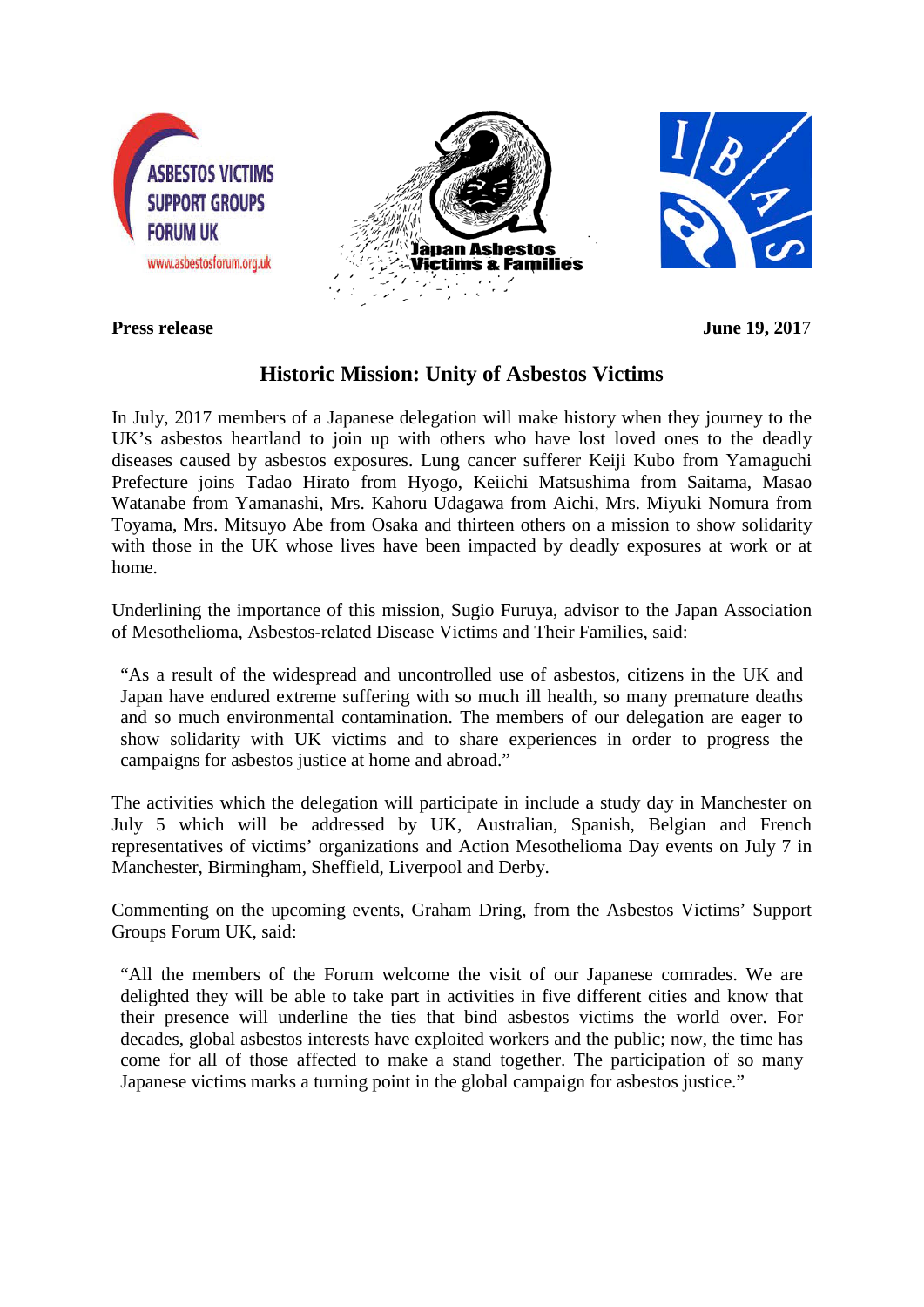ASBESTOS VICTIMS SUPPORT GROUPS FORUM UK
www.asbestosforum.org.uk

Japan Asbestos Victims & Families

IBAS

**Press release** **June 19, 2017**

## Historic Mission: Unity of Asbestos Victims

In July, 2017 members of a Japanese delegation will make history when they journey to the UK's asbestos heartland to join up with others who have lost loved ones to the deadly diseases caused by asbestos exposures. Lung cancer sufferer Keiji Kubo from Yamaguchi Prefecture joins Tadao Hirato from Hyogo, Keiichi Matsushima from Saitama, Masao Watanabe from Yamanashi, Mrs. Kahoru Udagawa from Aichi, Mrs. Miyuki Nomura from Toyama, Mrs. Mitsuyo Abe from Osaka and thirteen others on a mission to show solidarity with those in the UK whose lives have been impacted by deadly exposures at work or at home.

Underlining the importance of this mission, Sugio Furuya, advisor to the Japan Association of Mesothelioma, Asbestos-related Disease Victims and Their Families, said:

> "As a result of the widespread and uncontrolled use of asbestos, citizens in the UK and Japan have endured extreme suffering with so much ill health, so many premature deaths and so much environmental contamination. The members of our delegation are eager to show solidarity with UK victims and to share experiences in order to progress the campaigns for asbestos justice at home and abroad."

The activities which the delegation will participate in include a study day in Manchester on July 5 which will be addressed by UK, Australian, Spanish, Belgian and French representatives of victims' organizations and Action Mesothelioma Day events on July 7 in Manchester, Birmingham, Sheffield, Liverpool and Derby.

Commenting on the upcoming events, Graham Dring, from the Asbestos Victims' Support Groups Forum UK, said:

> "All the members of the Forum welcome the visit of our Japanese comrades. We are delighted they will be able to take part in activities in five different cities and know that their presence will underline the ties that bind asbestos victims the world over. For decades, global asbestos interests have exploited workers and the public; now, the time has come for all of those affected to make a stand together. The participation of so many Japanese victims marks a turning point in the global campaign for asbestos justice."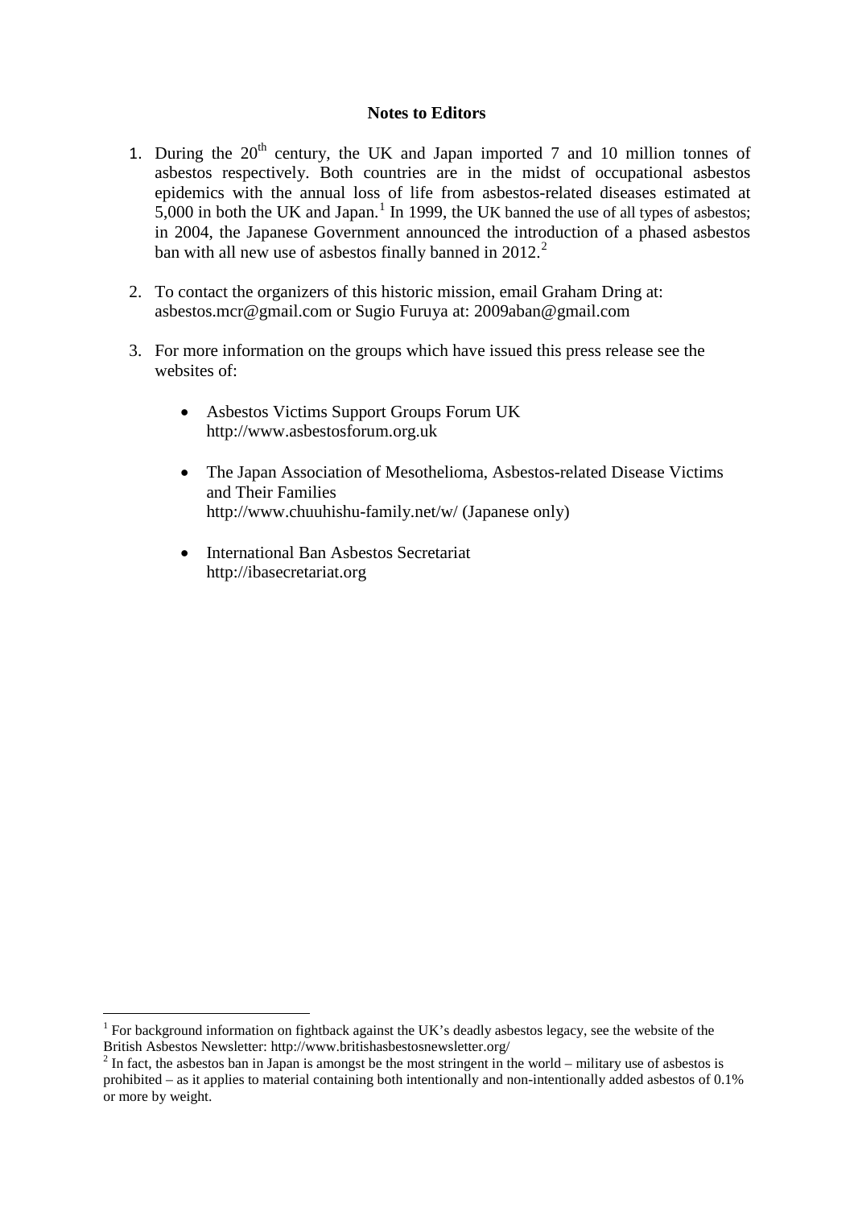**Notes to Editors**

1. During the 20th century, the UK and Japan imported 7 and 10 million tonnes of asbestos respectively. Both countries are in the midst of occupational asbestos epidemics with the annual loss of life from asbestos-related diseases estimated at 5,000 in both the UK and Japan.[1] In 1999, the UK banned the use of all types of asbestos; in 2004, the Japanese Government announced the introduction of a phased asbestos ban with all new use of asbestos finally banned in 2012.[2]

2. To contact the organizers of this historic mission, email Graham Dring at: asbestos.mcr@gmail.com or Sugio Furuya at: 2009aban@gmail.com

3. For more information on the groups which have issued this press release see the websites of:

   - Asbestos Victims Support Groups Forum UK
     http://www.asbestosforum.org.uk

   - The Japan Association of Mesothelioma, Asbestos-related Disease Victims and Their Families
     http://www.chuuhishu-family.net/w/ (Japanese only)

   - International Ban Asbestos Secretariat
     http://ibasecretariat.org

---

[1] For background information on fightback against the UK's deadly asbestos legacy, see the website of the British Asbestos Newsletter: http://www.britishasbestosnewsletter.org/

[2] In fact, the asbestos ban in Japan is amongst be the most stringent in the world – military use of asbestos is prohibited – as it applies to material containing both intentionally and non-intentionally added asbestos of 0.1% or more by weight.